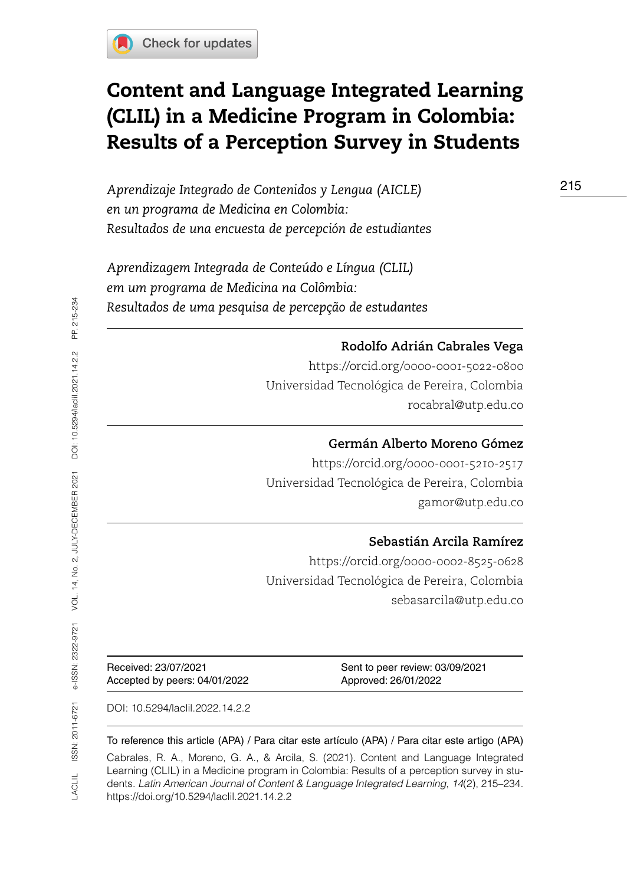# Content and Language Integrated Learning (CLIL) in a Medicine Program in Colombia: Results of a Perception Survey in Students

*Aprendizaje Integrado de Contenidos y Lengua (AICLE) en un programa de Medicina en Colombia: Resultados de una encuesta de percepción de estudiantes*

*Aprendizagem Integrada de Conteúdo e Língua (CLIL) em um programa de Medicina na Colômbia: Resultados de uma pesquisa de percepção de estudantes*

---

**Rodolfo Adrián Cabrales Vega**
https://orcid.org/0000-0001-5022-0800
Universidad Tecnológica de Pereira, Colombia
rocabral@utp.edu.co

---

**Germán Alberto Moreno Gómez**
https://orcid.org/0000-0001-5210-2517
Universidad Tecnológica de Pereira, Colombia
gamor@utp.edu.co

---

**Sebastián Arcila Ramírez**
https://orcid.org/0000-0002-8525-0628
Universidad Tecnológica de Pereira, Colombia
sebasarcila@utp.edu.co

---

Received: 23/07/2021
Sent to peer review: 03/09/2021
Accepted by peers: 04/01/2022
Approved: 26/01/2022

DOI: 10.5294/laclil.2022.14.2.2

To reference this article (APA) / Para citar este artículo (APA) / Para citar este artigo (APA)

Cabrales, R. A., Moreno, G. A., & Arcila, S. (2021). Content and Language Integrated Learning (CLIL) in a Medicine program in Colombia: Results of a perception survey in students. *Latin American Journal of Content & Language Integrated Learning*, *14*(2), 215–234. https://doi.org/10.5294/laclil.2021.14.2.2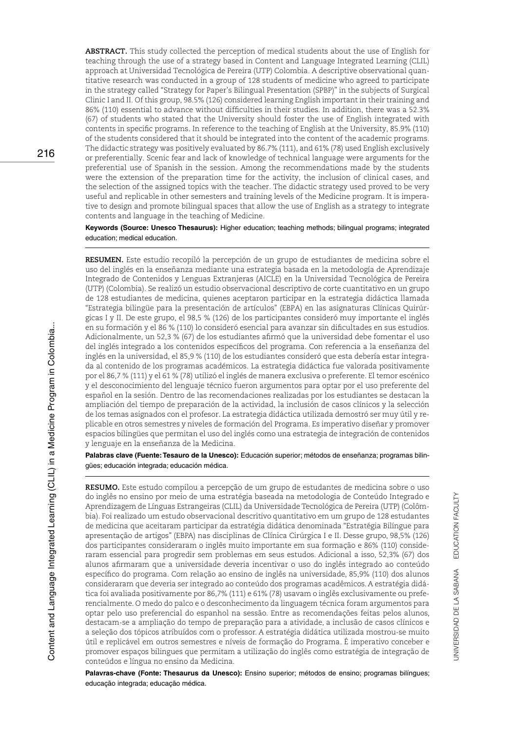**ABSTRACT.** This study collected the perception of medical students about the use of English for teaching through the use of a strategy based in Content and Language Integrated Learning (CLIL) approach at Universidad Tecnológica de Pereira (UTP) Colombia. A descriptive observational quantitative research was conducted in a group of 128 students of medicine who agreed to participate in the strategy called "Strategy for Paper's Bilingual Presentation (SPBP)" in the subjects of Surgical Clinic I and II. Of this group, 98.5% (126) considered learning English important in their training and 86% (110) essential to advance without difficulties in their studies. In addition, there was a 52.3% (67) of students who stated that the University should foster the use of English integrated with contents in specific programs. In reference to the teaching of English at the University, 85.9% (110) of the students considered that it should be integrated into the content of the academic programs. The didactic strategy was positively evaluated by 86.7% (111), and 61% (78) used English exclusively or preferentially. Scenic fear and lack of knowledge of technical language were arguments for the preferential use of Spanish in the session. Among the recommendations made by the students were the extension of the preparation time for the activity, the inclusion of clinical cases, and the selection of the assigned topics with the teacher. The didactic strategy used proved to be very useful and replicable in other semesters and training levels of the Medicine program. It is imperative to design and promote bilingual spaces that allow the use of English as a strategy to integrate contents and language in the teaching of Medicine.

**Keywords (Source: Unesco Thesaurus):** Higher education; teaching methods; bilingual programs; integrated education; medical education.

---

**RESUMEN.** Este estudio recopiló la percepción de un grupo de estudiantes de medicina sobre el uso del inglés en la enseñanza mediante una estrategia basada en la metodología de Aprendizaje Integrado de Contenidos y Lenguas Extranjeras (AICLE) en la Universidad Tecnológica de Pereira (UTP) (Colombia). Se realizó un estudio observacional descriptivo de corte cuantitativo en un grupo de 128 estudiantes de medicina, quienes aceptaron participar en la estrategia didáctica llamada "Estrategia bilingüe para la presentación de artículos" (EBPA) en las asignaturas Clínicas Quirúrgicas I y II. De este grupo, el 98,5 % (126) de los participantes consideró muy importante el inglés en su formación y el 86 % (110) lo consideró esencial para avanzar sin dificultades en sus estudios. Adicionalmente, un 52,3 % (67) de los estudiantes afirmó que la universidad debe fomentar el uso del inglés integrado a los contenidos específicos del programa. Con referencia a la enseñanza del inglés en la universidad, el 85,9 % (110) de los estudiantes consideró que esta debería estar integrada al contenido de los programas académicos. La estrategia didáctica fue valorada positivamente por el 86,7 % (111) y el 61 % (78) utilizó el inglés de manera exclusiva o preferente. El temor escénico y el desconocimiento del lenguaje técnico fueron argumentos para optar por el uso preferente del español en la sesión. Dentro de las recomendaciones realizadas por los estudiantes se destacan la ampliación del tiempo de preparación de la actividad, la inclusión de casos clínicos y la selección de los temas asignados con el profesor. La estrategia didáctica utilizada demostró ser muy útil y replicable en otros semestres y niveles de formación del Programa. Es imperativo diseñar y promover espacios bilingües que permitan el uso del inglés como una estrategia de integración de contenidos y lenguaje en la enseñanza de la Medicina.

**Palabras clave (Fuente: Tesauro de la Unesco):** Educación superior; métodos de enseñanza; programas bilingües; educación integrada; educación médica.

---

**RESUMO.** Este estudo compilou a percepção de um grupo de estudantes de medicina sobre o uso do inglês no ensino por meio de uma estratégia baseada na metodologia de Conteúdo Integrado e Aprendizagem de Línguas Estrangeiras (CLIL) da Universidade Tecnológica de Pereira (UTP) (Colômbia). Foi realizado um estudo observacional descritivo quantitativo em um grupo de 128 estudantes de medicina que aceitaram participar da estratégia didática denominada "Estratégia Bilíngue para apresentação de artigos" (EBPA) nas disciplinas de Clínica Cirúrgica I e II. Desse grupo, 98,5% (126) dos participantes consideraram o inglês muito importante em sua formação e 86% (110) consideraram essencial para progredir sem problemas em seus estudos. Adicional a isso, 52,3% (67) dos alunos afirmaram que a universidade deveria incentivar o uso do inglês integrado ao conteúdo específico do programa. Com relação ao ensino de inglês na universidade, 85,9% (110) dos alunos consideraram que deveria ser integrado ao conteúdo dos programas acadêmicos. A estratégia didática foi avaliada positivamente por 86,7% (111) e 61% (78) usavam o inglês exclusivamente ou preferencialmente. O medo do palco e o desconhecimento da linguagem técnica foram argumentos para optar pelo uso preferencial do espanhol na sessão. Entre as recomendações feitas pelos alunos, destacam-se a ampliação do tempo de preparação para a atividade, a inclusão de casos clínicos e a seleção dos tópicos atribuídos com o professor. A estratégia didática utilizada mostrou-se muito útil e replicável em outros semestres e níveis de formação do Programa. É imperativo conceber e promover espaços bilingues que permitam a utilização do inglês como estratégia de integração de conteúdos e língua no ensino da Medicina.

**Palavras-chave (Fonte: Thesaurus da Unesco):** Ensino superior; métodos de ensino; programas bilíngues; educação integrada; educação médica.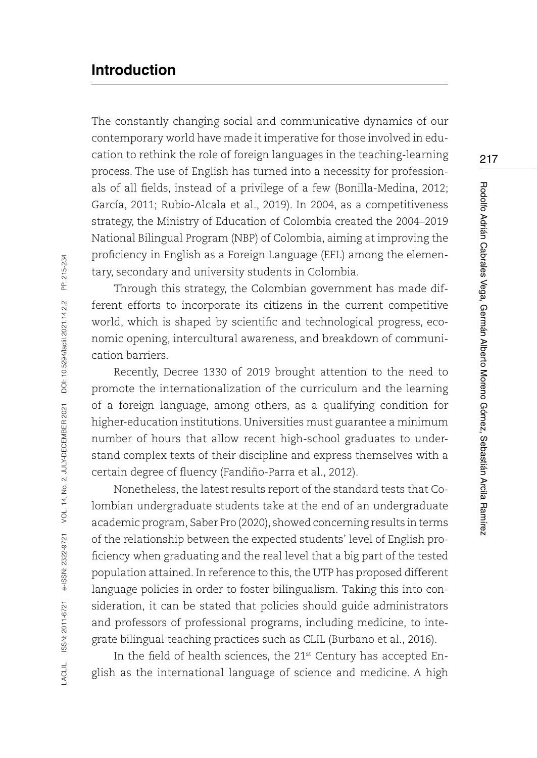## Introduction

The constantly changing social and communicative dynamics of our contemporary world have made it imperative for those involved in education to rethink the role of foreign languages in the teaching-learning process. The use of English has turned into a necessity for professionals of all fields, instead of a privilege of a few (Bonilla-Medina, 2012; García, 2011; Rubio-Alcala et al., 2019). In 2004, as a competitiveness strategy, the Ministry of Education of Colombia created the 2004–2019 National Bilingual Program (NBP) of Colombia, aiming at improving the proficiency in English as a Foreign Language (EFL) among the elementary, secondary and university students in Colombia.

Through this strategy, the Colombian government has made different efforts to incorporate its citizens in the current competitive world, which is shaped by scientific and technological progress, economic opening, intercultural awareness, and breakdown of communication barriers.

Recently, Decree 1330 of 2019 brought attention to the need to promote the internationalization of the curriculum and the learning of a foreign language, among others, as a qualifying condition for higher-education institutions. Universities must guarantee a minimum number of hours that allow recent high-school graduates to understand complex texts of their discipline and express themselves with a certain degree of fluency (Fandiño-Parra et al., 2012).

Nonetheless, the latest results report of the standard tests that Colombian undergraduate students take at the end of an undergraduate academic program, Saber Pro (2020), showed concerning results in terms of the relationship between the expected students' level of English proficiency when graduating and the real level that a big part of the tested population attained. In reference to this, the UTP has proposed different language policies in order to foster bilingualism. Taking this into consideration, it can be stated that policies should guide administrators and professors of professional programs, including medicine, to integrate bilingual teaching practices such as CLIL (Burbano et al., 2016).

In the field of health sciences, the 21st Century has accepted English as the international language of science and medicine. A high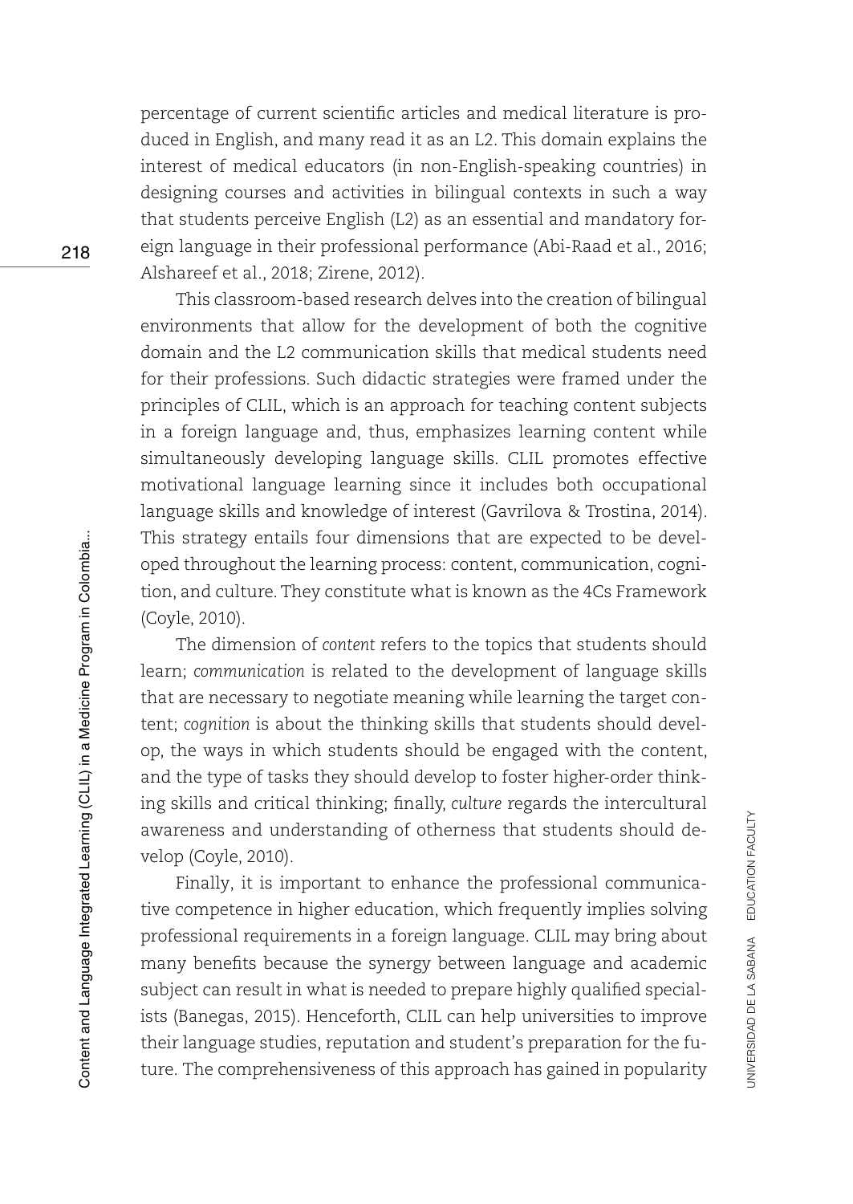percentage of current scientific articles and medical literature is produced in English, and many read it as an L2. This domain explains the interest of medical educators (in non-English-speaking countries) in designing courses and activities in bilingual contexts in such a way that students perceive English (L2) as an essential and mandatory foreign language in their professional performance (Abi-Raad et al., 2016; Alshareef et al., 2018; Zirene, 2012).

This classroom-based research delves into the creation of bilingual environments that allow for the development of both the cognitive domain and the L2 communication skills that medical students need for their professions. Such didactic strategies were framed under the principles of CLIL, which is an approach for teaching content subjects in a foreign language and, thus, emphasizes learning content while simultaneously developing language skills. CLIL promotes effective motivational language learning since it includes both occupational language skills and knowledge of interest (Gavrilova & Trostina, 2014). This strategy entails four dimensions that are expected to be developed throughout the learning process: content, communication, cognition, and culture. They constitute what is known as the 4Cs Framework (Coyle, 2010).

The dimension of *content* refers to the topics that students should learn; *communication* is related to the development of language skills that are necessary to negotiate meaning while learning the target content; *cognition* is about the thinking skills that students should develop, the ways in which students should be engaged with the content, and the type of tasks they should develop to foster higher-order thinking skills and critical thinking; finally, *culture* regards the intercultural awareness and understanding of otherness that students should develop (Coyle, 2010).

Finally, it is important to enhance the professional communicative competence in higher education, which frequently implies solving professional requirements in a foreign language. CLIL may bring about many benefits because the synergy between language and academic subject can result in what is needed to prepare highly qualified specialists (Banegas, 2015). Henceforth, CLIL can help universities to improve their language studies, reputation and student's preparation for the future. The comprehensiveness of this approach has gained in popularity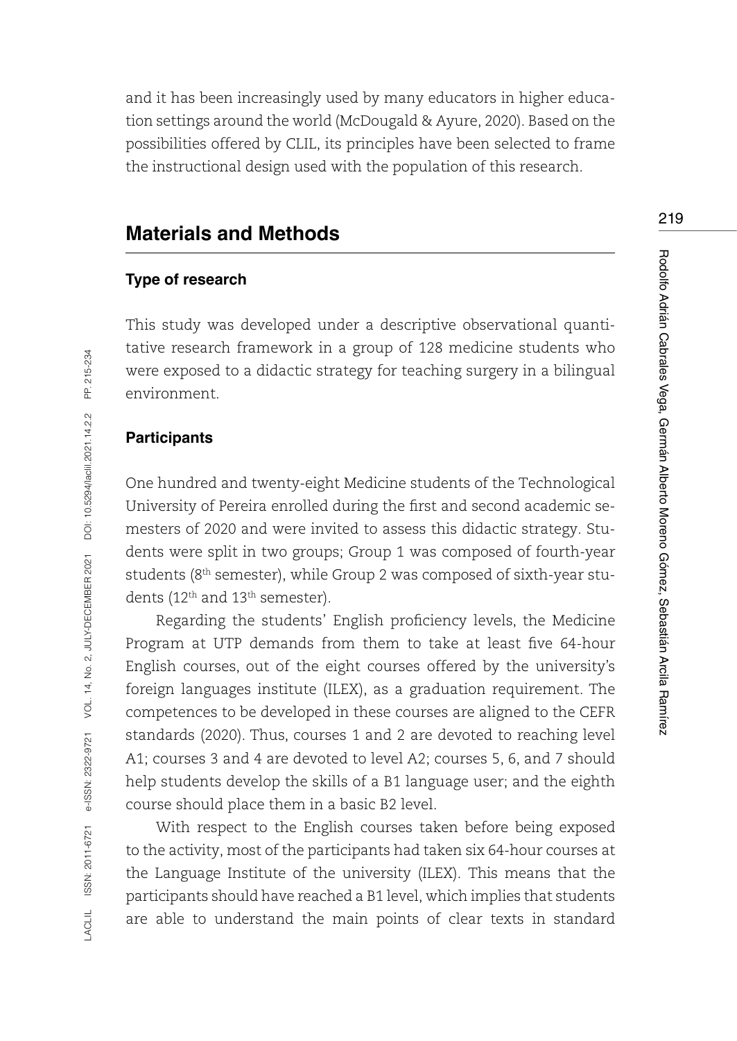and it has been increasingly used by many educators in higher education settings around the world (McDougald & Ayure, 2020). Based on the possibilities offered by CLIL, its principles have been selected to frame the instructional design used with the population of this research.

## Materials and Methods

### Type of research

This study was developed under a descriptive observational quantitative research framework in a group of 128 medicine students who were exposed to a didactic strategy for teaching surgery in a bilingual environment.

### Participants

One hundred and twenty-eight Medicine students of the Technological University of Pereira enrolled during the first and second academic semesters of 2020 and were invited to assess this didactic strategy. Students were split in two groups; Group 1 was composed of fourth-year students (8th semester), while Group 2 was composed of sixth-year students (12th and 13th semester).

Regarding the students' English proficiency levels, the Medicine Program at UTP demands from them to take at least five 64-hour English courses, out of the eight courses offered by the university's foreign languages institute (ILEX), as a graduation requirement. The competences to be developed in these courses are aligned to the CEFR standards (2020). Thus, courses 1 and 2 are devoted to reaching level A1; courses 3 and 4 are devoted to level A2; courses 5, 6, and 7 should help students develop the skills of a B1 language user; and the eighth course should place them in a basic B2 level.

With respect to the English courses taken before being exposed to the activity, most of the participants had taken six 64-hour courses at the Language Institute of the university (ILEX). This means that the participants should have reached a B1 level, which implies that students are able to understand the main points of clear texts in standard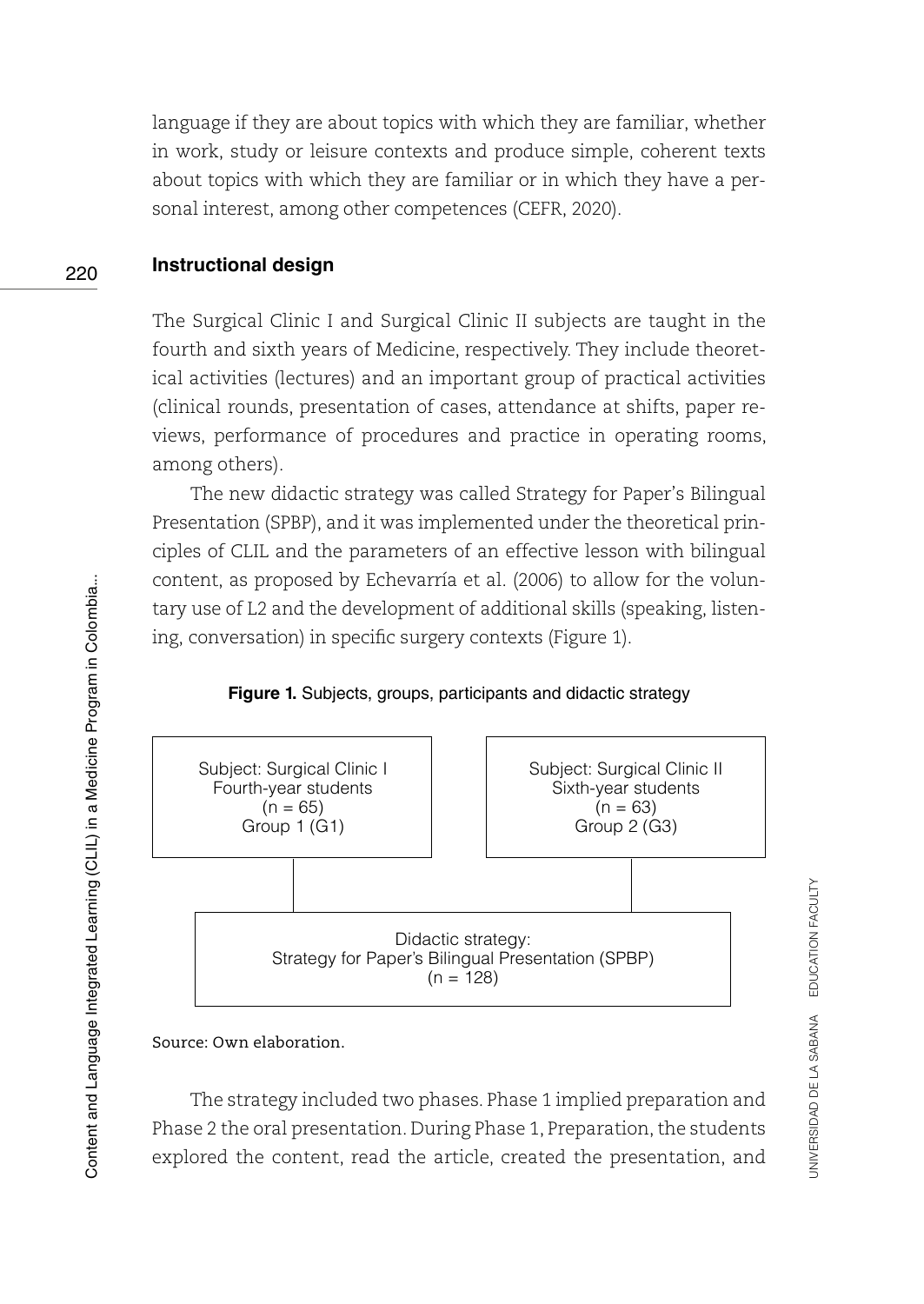language if they are about topics with which they are familiar, whether in work, study or leisure contexts and produce simple, coherent texts about topics with which they are familiar or in which they have a personal interest, among other competences (CEFR, 2020).

## Instructional design

The Surgical Clinic I and Surgical Clinic II subjects are taught in the fourth and sixth years of Medicine, respectively. They include theoretical activities (lectures) and an important group of practical activities (clinical rounds, presentation of cases, attendance at shifts, paper reviews, performance of procedures and practice in operating rooms, among others).

The new didactic strategy was called Strategy for Paper's Bilingual Presentation (SPBP), and it was implemented under the theoretical principles of CLIL and the parameters of an effective lesson with bilingual content, as proposed by Echevarría et al. (2006) to allow for the voluntary use of L2 and the development of additional skills (speaking, listening, conversation) in specific surgery contexts (Figure 1).

**Figure 1.** Subjects, groups, participants and didactic strategy

Subject: Surgical Clinic I
Fourth-year students
(n = 65)
Group 1 (G1)

Subject: Surgical Clinic II
Sixth-year students
(n = 63)
Group 2 (G3)

Didactic strategy:
Strategy for Paper's Bilingual Presentation (SPBP)
(n = 128)

Source: Own elaboration.

The strategy included two phases. Phase 1 implied preparation and Phase 2 the oral presentation. During Phase 1, Preparation, the students explored the content, read the article, created the presentation, and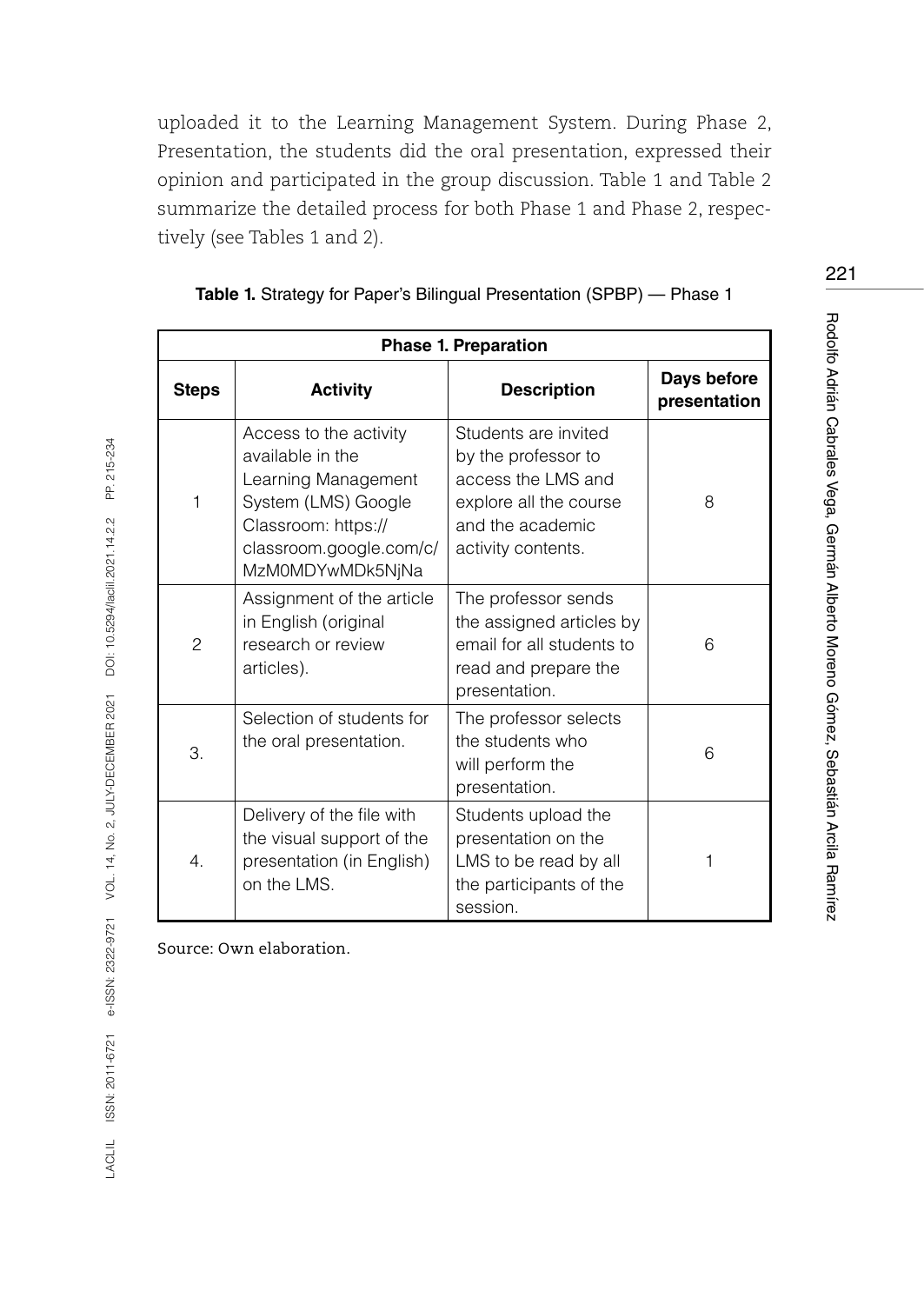uploaded it to the Learning Management System. During Phase 2, Presentation, the students did the oral presentation, expressed their opinion and participated in the group discussion. Table 1 and Table 2 summarize the detailed process for both Phase 1 and Phase 2, respectively (see Tables 1 and 2).

**Table 1.** Strategy for Paper's Bilingual Presentation (SPBP) — Phase 1

| **Phase 1. Preparation** | | | |
|---|---|---|---|
| **Steps** | **Activity** | **Description** | **Days before presentation** |
| 1 | Access to the activity available in the Learning Management System (LMS) Google Classroom: https://classroom.google.com/c/MzM0MDYwMDk5NjNa | Students are invited by the professor to access the LMS and explore all the course and the academic activity contents. | 8 |
| 2 | Assignment of the article in English (original research or review articles). | The professor sends the assigned articles by email for all students to read and prepare the presentation. | 6 |
| 3. | Selection of students for the oral presentation. | The professor selects the students who will perform the presentation. | 6 |
| 4. | Delivery of the file with the visual support of the presentation (in English) on the LMS. | Students upload the presentation on the LMS to be read by all the participants of the session. | 1 |

Source: Own elaboration.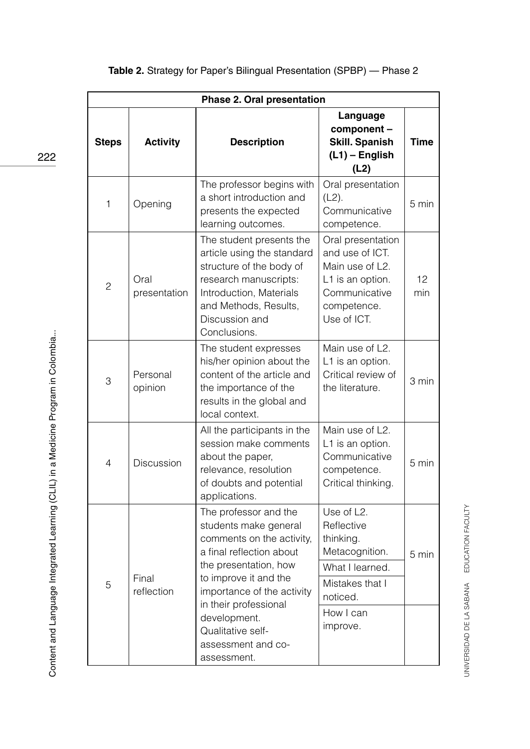**Table 2.** Strategy for Paper's Bilingual Presentation (SPBP) — Phase 2

| Phase 2. Oral presentation | | | | |
|---|---|---|---|---|
| **Steps** | **Activity** | **Description** | **Language component – Skill. Spanish (L1) – English (L2)** | **Time** |
| 1 | Opening | The professor begins with a short introduction and presents the expected learning outcomes. | Oral presentation (L2). Communicative competence. | 5 min |
| 2 | Oral presentation | The student presents the article using the standard structure of the body of research manuscripts: Introduction, Materials and Methods, Results, Discussion and Conclusions. | Oral presentation and use of ICT. Main use of L2. L1 is an option. Communicative competence. Use of ICT. | 12 min |
| 3 | Personal opinion | The student expresses his/her opinion about the content of the article and the importance of the results in the global and local context. | Main use of L2. L1 is an option. Critical review of the literature. | 3 min |
| 4 | Discussion | All the participants in the session make comments about the paper, relevance, resolution of doubts and potential applications. | Main use of L2. L1 is an option. Communicative competence. Critical thinking. | 5 min |
| 5 | Final reflection | The professor and the students make general comments on the activity, a final reflection about the presentation, how to improve it and the importance of the activity in their professional development. Qualitative self-assessment and co-assessment. | Use of L2. Reflective thinking. Metacognition. What I learned. Mistakes that I noticed. How I can improve. | 5 min |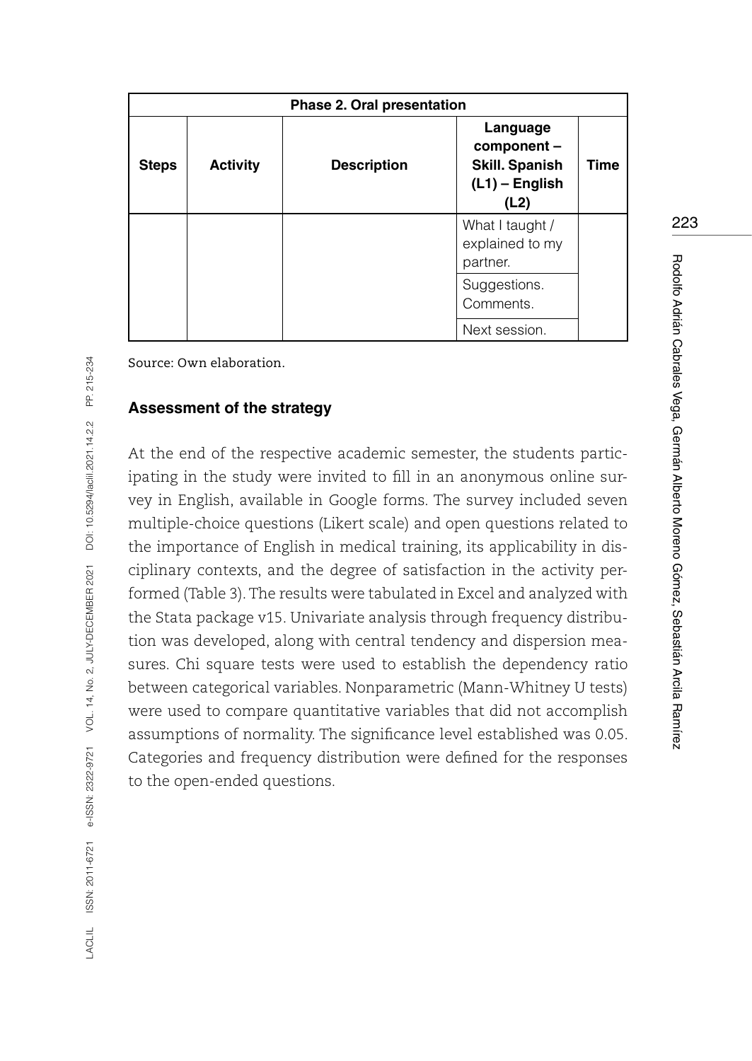| Phase 2. Oral presentation | | | | |
|---|---|---|---|---|
| **Steps** | **Activity** | **Description** | **Language component – Skill. Spanish (L1) – English (L2)** | **Time** |
| | | | What I taught / explained to my partner. | |
| | | | Suggestions. Comments. | |
| | | | Next session. | |

Source: Own elaboration.

### Assessment of the strategy

At the end of the respective academic semester, the students participating in the study were invited to fill in an anonymous online survey in English, available in Google forms. The survey included seven multiple-choice questions (Likert scale) and open questions related to the importance of English in medical training, its applicability in disciplinary contexts, and the degree of satisfaction in the activity performed (Table 3). The results were tabulated in Excel and analyzed with the Stata package v15. Univariate analysis through frequency distribution was developed, along with central tendency and dispersion measures. Chi square tests were used to establish the dependency ratio between categorical variables. Nonparametric (Mann-Whitney U tests) were used to compare quantitative variables that did not accomplish assumptions of normality. The significance level established was 0.05. Categories and frequency distribution were defined for the responses to the open-ended questions.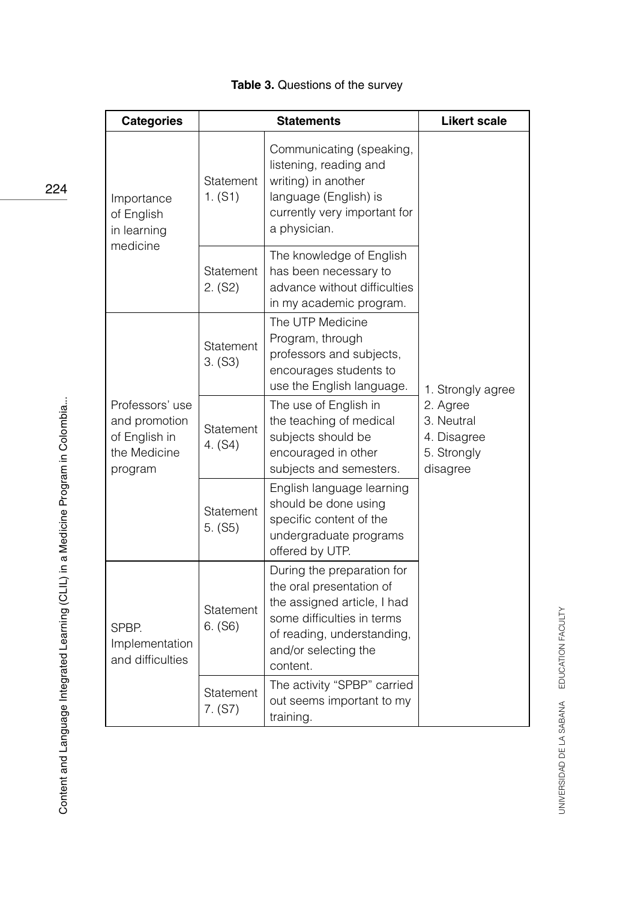**Table 3.** Questions of the survey

| Categories | Statements | | Likert scale |
|---|---|---|---|
| Importance of English in learning medicine | Statement 1. (S1) | Communicating (speaking, listening, reading and writing) in another language (English) is currently very important for a physician. | 1. Strongly agree 2. Agree 3. Neutral 4. Disagree 5. Strongly disagree |
| | Statement 2. (S2) | The knowledge of English has been necessary to advance without difficulties in my academic program. | |
| Professors' use and promotion of English in the Medicine program | Statement 3. (S3) | The UTP Medicine Program, through professors and subjects, encourages students to use the English language. | |
| | Statement 4. (S4) | The use of English in the teaching of medical subjects should be encouraged in other subjects and semesters. | |
| | Statement 5. (S5) | English language learning should be done using specific content of the undergraduate programs offered by UTP. | |
| SPBP. Implementation and difficulties | Statement 6. (S6) | During the preparation for the oral presentation of the assigned article, I had some difficulties in terms of reading, understanding, and/or selecting the content. | |
| | Statement 7. (S7) | The activity "SPBP" carried out seems important to my training. | |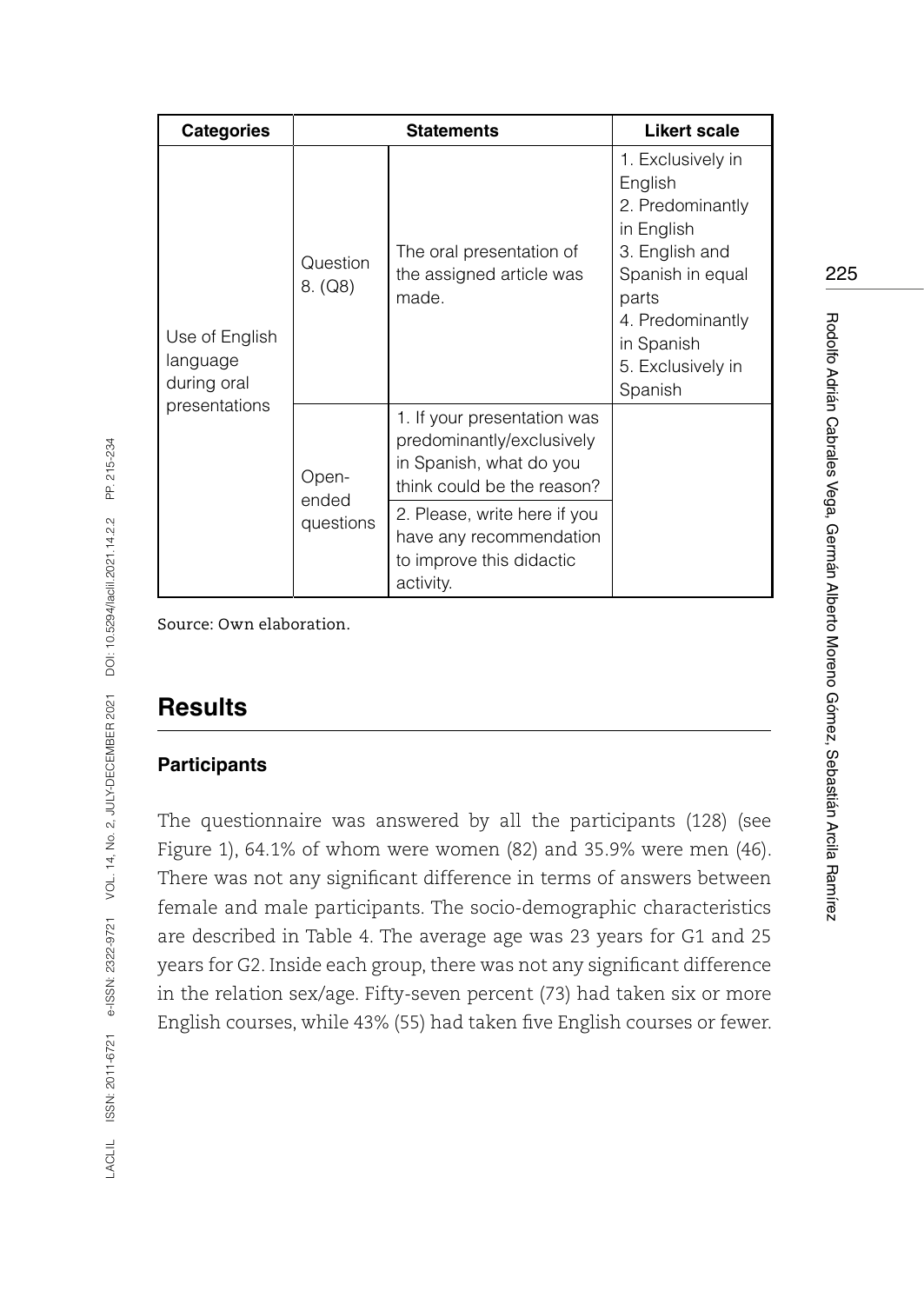| Categories | Statements | | Likert scale |
| --- | --- | --- | --- |
| Use of English language during oral presentations | Question 8. (Q8) | The oral presentation of the assigned article was made. | 1. Exclusively in English<br>2. Predominantly in English<br>3. English and Spanish in equal parts<br>4. Predominantly in Spanish<br>5. Exclusively in Spanish |
| | Open-ended questions | 1. If your presentation was predominantly/exclusively in Spanish, what do you think could be the reason? | |
| | | 2. Please, write here if you have any recommendation to improve this didactic activity. | |

Source: Own elaboration.

## Results

### Participants

The questionnaire was answered by all the participants (128) (see Figure 1), 64.1% of whom were women (82) and 35.9% were men (46). There was not any significant difference in terms of answers between female and male participants. The socio-demographic characteristics are described in Table 4. The average age was 23 years for G1 and 25 years for G2. Inside each group, there was not any significant difference in the relation sex/age. Fifty-seven percent (73) had taken six or more English courses, while 43% (55) had taken five English courses or fewer.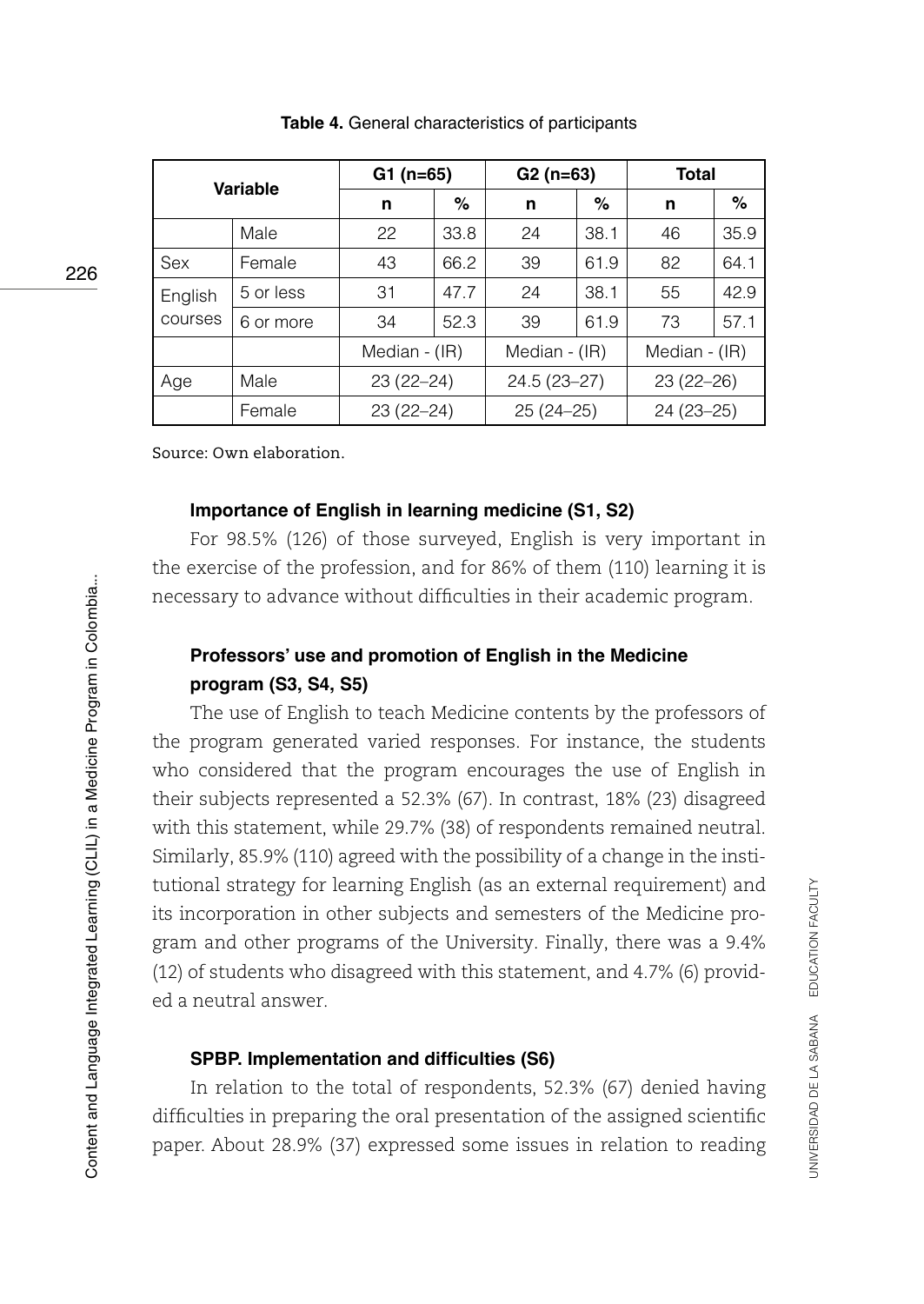**Table 4.** General characteristics of participants

| Variable | | G1 (n=65) | | G2 (n=63) | | Total | |
|---|---|---|---|---|---|---|---|
| | | n | % | n | % | n | % |
| | Male | 22 | 33.8 | 24 | 38.1 | 46 | 35.9 |
| Sex | Female | 43 | 66.2 | 39 | 61.9 | 82 | 64.1 |
| English courses | 5 or less | 31 | 47.7 | 24 | 38.1 | 55 | 42.9 |
| | 6 or more | 34 | 52.3 | 39 | 61.9 | 73 | 57.1 |
| | | Median - (IR) | | Median - (IR) | | Median - (IR) | |
| Age | Male | 23 (22–24) | | 24.5 (23–27) | | 23 (22–26) | |
| | Female | 23 (22–24) | | 25 (24–25) | | 24 (23–25) | |

Source: Own elaboration.

### Importance of English in learning medicine (S1, S2)

For 98.5% (126) of those surveyed, English is very important in the exercise of the profession, and for 86% of them (110) learning it is necessary to advance without difficulties in their academic program.

### Professors' use and promotion of English in the Medicine program (S3, S4, S5)

The use of English to teach Medicine contents by the professors of the program generated varied responses. For instance, the students who considered that the program encourages the use of English in their subjects represented a 52.3% (67). In contrast, 18% (23) disagreed with this statement, while 29.7% (38) of respondents remained neutral. Similarly, 85.9% (110) agreed with the possibility of a change in the institutional strategy for learning English (as an external requirement) and its incorporation in other subjects and semesters of the Medicine program and other programs of the University. Finally, there was a 9.4% (12) of students who disagreed with this statement, and 4.7% (6) provided a neutral answer.

### SPBP. Implementation and difficulties (S6)

In relation to the total of respondents, 52.3% (67) denied having difficulties in preparing the oral presentation of the assigned scientific paper. About 28.9% (37) expressed some issues in relation to reading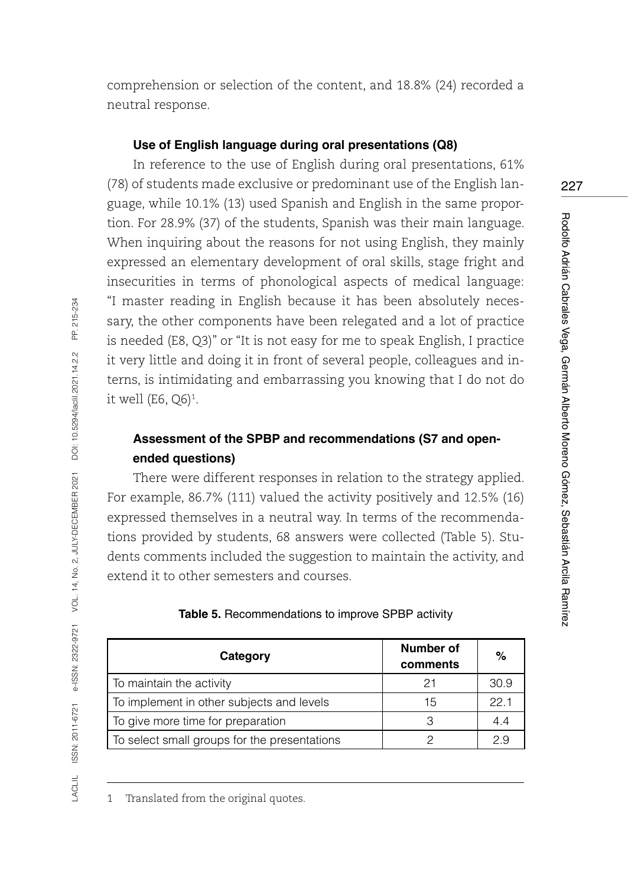comprehension or selection of the content, and 18.8% (24) recorded a neutral response.

### Use of English language during oral presentations (Q8)

In reference to the use of English during oral presentations, 61% (78) of students made exclusive or predominant use of the English language, while 10.1% (13) used Spanish and English in the same proportion. For 28.9% (37) of the students, Spanish was their main language. When inquiring about the reasons for not using English, they mainly expressed an elementary development of oral skills, stage fright and insecurities in terms of phonological aspects of medical language: "I master reading in English because it has been absolutely necessary, the other components have been relegated and a lot of practice is needed (E8, Q3)" or "It is not easy for me to speak English, I practice it very little and doing it in front of several people, colleagues and interns, is intimidating and embarrassing you knowing that I do not do it well (E6, Q6)[1].

### Assessment of the SPBP and recommendations (S7 and open-ended questions)

There were different responses in relation to the strategy applied. For example, 86.7% (111) valued the activity positively and 12.5% (16) expressed themselves in a neutral way. In terms of the recommendations provided by students, 68 answers were collected (Table 5). Students comments included the suggestion to maintain the activity, and extend it to other semesters and courses.

**Table 5.** Recommendations to improve SPBP activity

| Category | Number of comments | % |
|---|---|---|
| To maintain the activity | 21 | 30.9 |
| To implement in other subjects and levels | 15 | 22.1 |
| To give more time for preparation | 3 | 4.4 |
| To select small groups for the presentations | 2 | 2.9 |

1 Translated from the original quotes.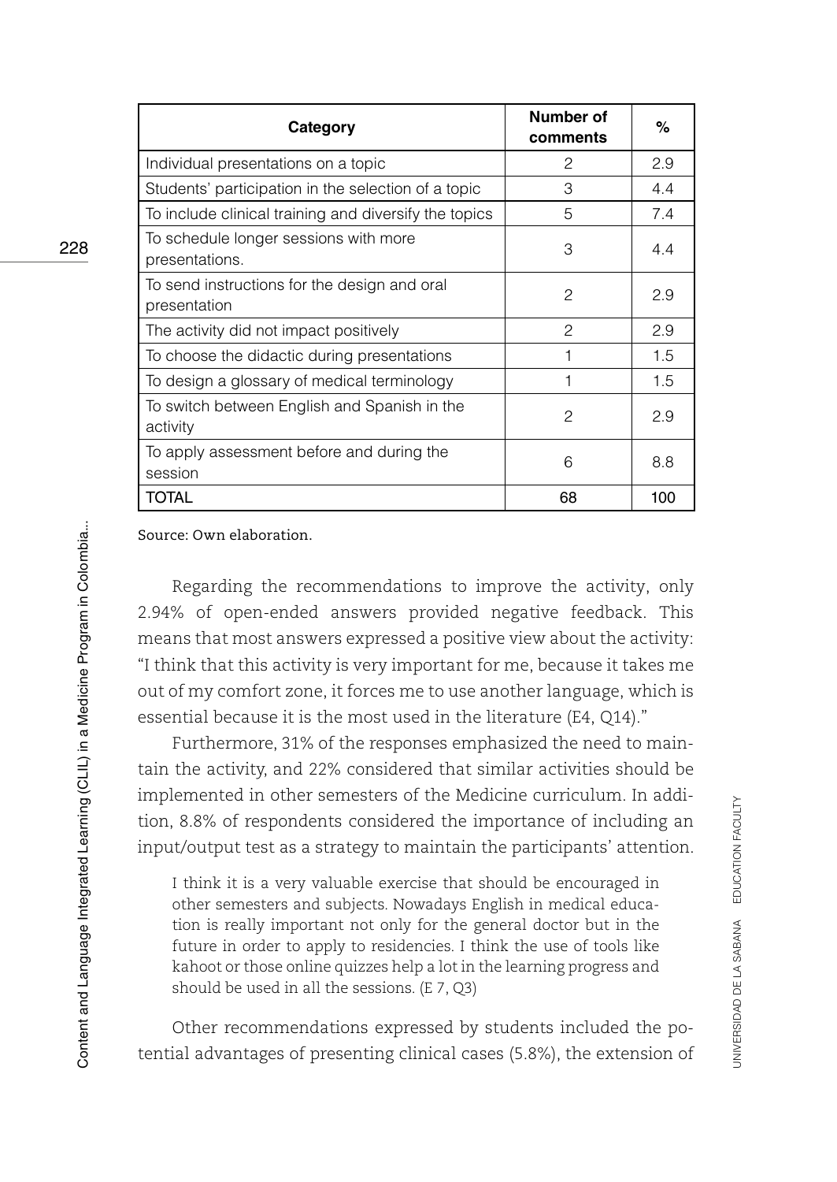| Category | Number of comments | % |
|---|---|---|
| Individual presentations on a topic | 2 | 2.9 |
| Students' participation in the selection of a topic | 3 | 4.4 |
| To include clinical training and diversify the topics | 5 | 7.4 |
| To schedule longer sessions with more presentations. | 3 | 4.4 |
| To send instructions for the design and oral presentation | 2 | 2.9 |
| The activity did not impact positively | 2 | 2.9 |
| To choose the didactic during presentations | 1 | 1.5 |
| To design a glossary of medical terminology | 1 | 1.5 |
| To switch between English and Spanish in the activity | 2 | 2.9 |
| To apply assessment before and during the session | 6 | 8.8 |
| **TOTAL** | **68** | **100** |

Source: Own elaboration.

Regarding the recommendations to improve the activity, only 2.94% of open-ended answers provided negative feedback. This means that most answers expressed a positive view about the activity: "I think that this activity is very important for me, because it takes me out of my comfort zone, it forces me to use another language, which is essential because it is the most used in the literature (E4, Q14)."

Furthermore, 31% of the responses emphasized the need to maintain the activity, and 22% considered that similar activities should be implemented in other semesters of the Medicine curriculum. In addition, 8.8% of respondents considered the importance of including an input/output test as a strategy to maintain the participants' attention.

> I think it is a very valuable exercise that should be encouraged in other semesters and subjects. Nowadays English in medical education is really important not only for the general doctor but in the future in order to apply to residencies. I think the use of tools like kahoot or those online quizzes help a lot in the learning progress and should be used in all the sessions. (E 7, Q3)

Other recommendations expressed by students included the potential advantages of presenting clinical cases (5.8%), the extension of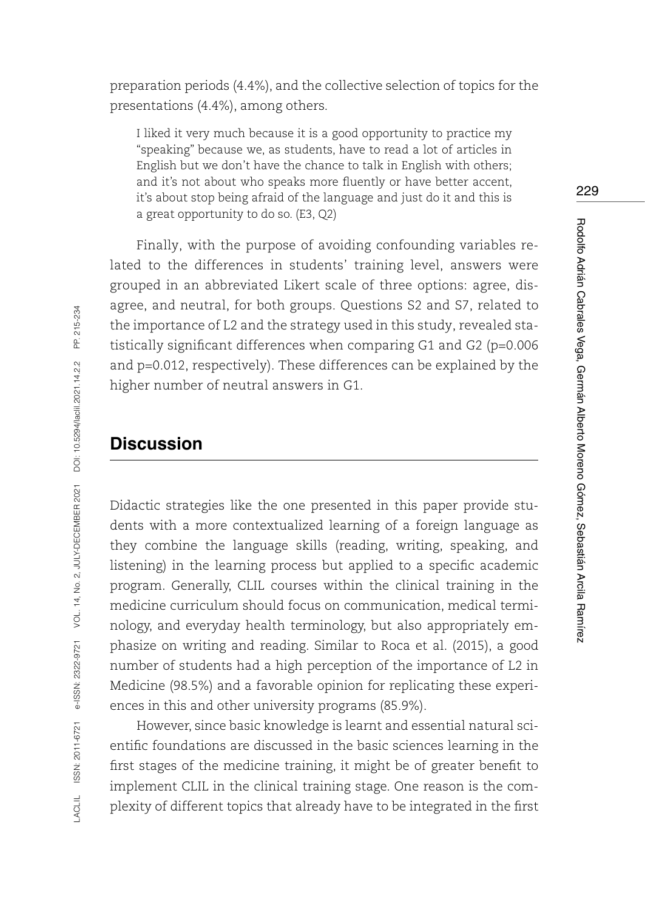preparation periods (4.4%), and the collective selection of topics for the presentations (4.4%), among others.

> I liked it very much because it is a good opportunity to practice my "speaking" because we, as students, have to read a lot of articles in English but we don't have the chance to talk in English with others; and it's not about who speaks more fluently or have better accent, it's about stop being afraid of the language and just do it and this is a great opportunity to do so. (E3, Q2)

Finally, with the purpose of avoiding confounding variables related to the differences in students' training level, answers were grouped in an abbreviated Likert scale of three options: agree, disagree, and neutral, for both groups. Questions S2 and S7, related to the importance of L2 and the strategy used in this study, revealed statistically significant differences when comparing G1 and G2 ($p=0.006$ and $p=0.012$, respectively). These differences can be explained by the higher number of neutral answers in G1.

## Discussion

Didactic strategies like the one presented in this paper provide students with a more contextualized learning of a foreign language as they combine the language skills (reading, writing, speaking, and listening) in the learning process but applied to a specific academic program. Generally, CLIL courses within the clinical training in the medicine curriculum should focus on communication, medical terminology, and everyday health terminology, but also appropriately emphasize on writing and reading. Similar to Roca et al. (2015), a good number of students had a high perception of the importance of L2 in Medicine (98.5%) and a favorable opinion for replicating these experiences in this and other university programs (85.9%).

However, since basic knowledge is learnt and essential natural scientific foundations are discussed in the basic sciences learning in the first stages of the medicine training, it might be of greater benefit to implement CLIL in the clinical training stage. One reason is the complexity of different topics that already have to be integrated in the first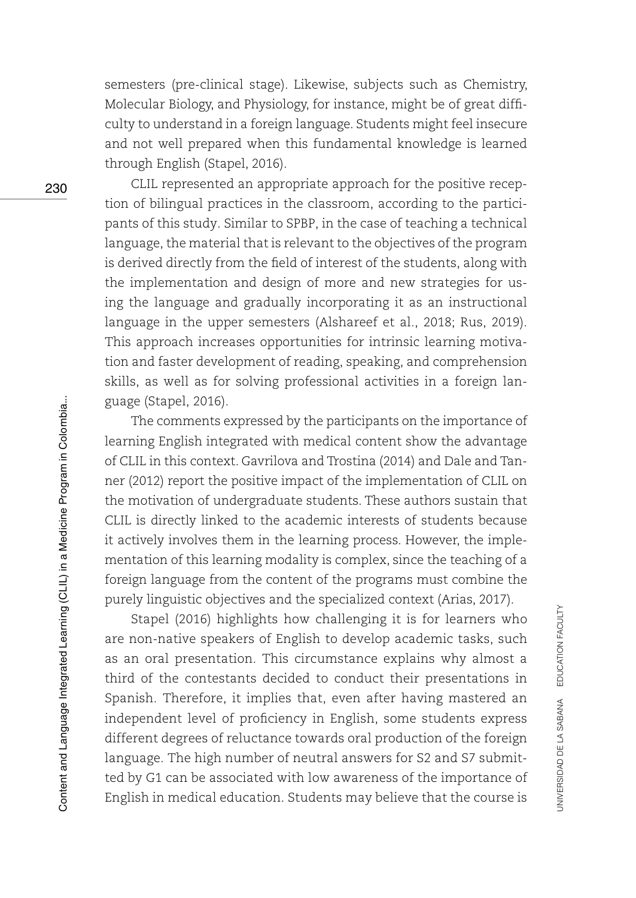semesters (pre-clinical stage). Likewise, subjects such as Chemistry, Molecular Biology, and Physiology, for instance, might be of great difficulty to understand in a foreign language. Students might feel insecure and not well prepared when this fundamental knowledge is learned through English (Stapel, 2016).

CLIL represented an appropriate approach for the positive reception of bilingual practices in the classroom, according to the participants of this study. Similar to SPBP, in the case of teaching a technical language, the material that is relevant to the objectives of the program is derived directly from the field of interest of the students, along with the implementation and design of more and new strategies for using the language and gradually incorporating it as an instructional language in the upper semesters (Alshareef et al., 2018; Rus, 2019). This approach increases opportunities for intrinsic learning motivation and faster development of reading, speaking, and comprehension skills, as well as for solving professional activities in a foreign language (Stapel, 2016).

The comments expressed by the participants on the importance of learning English integrated with medical content show the advantage of CLIL in this context. Gavrilova and Trostina (2014) and Dale and Tanner (2012) report the positive impact of the implementation of CLIL on the motivation of undergraduate students. These authors sustain that CLIL is directly linked to the academic interests of students because it actively involves them in the learning process. However, the implementation of this learning modality is complex, since the teaching of a foreign language from the content of the programs must combine the purely linguistic objectives and the specialized context (Arias, 2017).

Stapel (2016) highlights how challenging it is for learners who are non-native speakers of English to develop academic tasks, such as an oral presentation. This circumstance explains why almost a third of the contestants decided to conduct their presentations in Spanish. Therefore, it implies that, even after having mastered an independent level of proficiency in English, some students express different degrees of reluctance towards oral production of the foreign language. The high number of neutral answers for S2 and S7 submitted by G1 can be associated with low awareness of the importance of English in medical education. Students may believe that the course is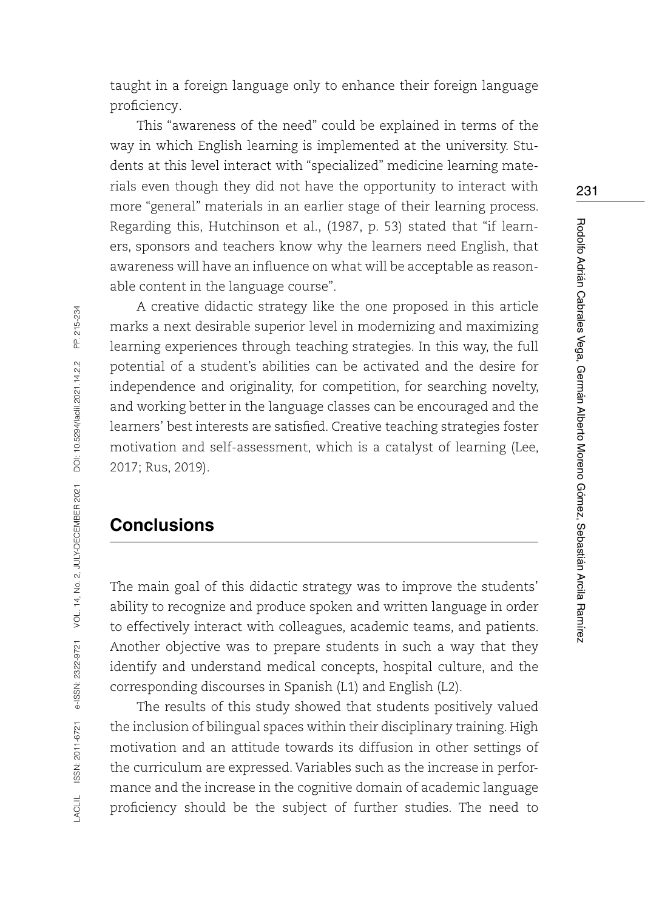taught in a foreign language only to enhance their foreign language proficiency.

This "awareness of the need" could be explained in terms of the way in which English learning is implemented at the university. Students at this level interact with "specialized" medicine learning materials even though they did not have the opportunity to interact with more "general" materials in an earlier stage of their learning process. Regarding this, Hutchinson et al., (1987, p. 53) stated that "if learners, sponsors and teachers know why the learners need English, that awareness will have an influence on what will be acceptable as reasonable content in the language course".

A creative didactic strategy like the one proposed in this article marks a next desirable superior level in modernizing and maximizing learning experiences through teaching strategies. In this way, the full potential of a student's abilities can be activated and the desire for independence and originality, for competition, for searching novelty, and working better in the language classes can be encouraged and the learners' best interests are satisfied. Creative teaching strategies foster motivation and self-assessment, which is a catalyst of learning (Lee, 2017; Rus, 2019).

## Conclusions

The main goal of this didactic strategy was to improve the students' ability to recognize and produce spoken and written language in order to effectively interact with colleagues, academic teams, and patients. Another objective was to prepare students in such a way that they identify and understand medical concepts, hospital culture, and the corresponding discourses in Spanish (L1) and English (L2).

The results of this study showed that students positively valued the inclusion of bilingual spaces within their disciplinary training. High motivation and an attitude towards its diffusion in other settings of the curriculum are expressed. Variables such as the increase in performance and the increase in the cognitive domain of academic language proficiency should be the subject of further studies. The need to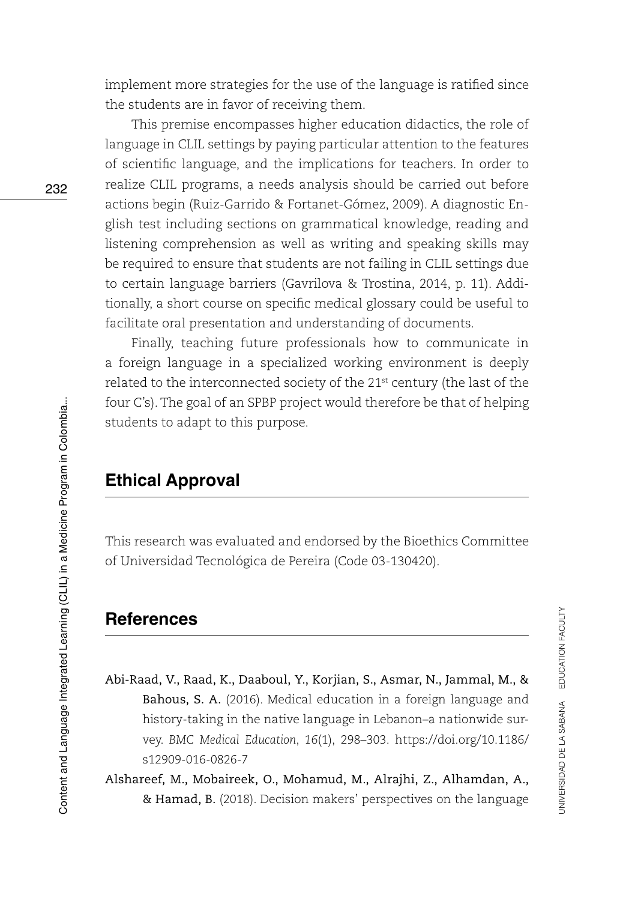implement more strategies for the use of the language is ratified since the students are in favor of receiving them.

This premise encompasses higher education didactics, the role of language in CLIL settings by paying particular attention to the features of scientific language, and the implications for teachers. In order to realize CLIL programs, a needs analysis should be carried out before actions begin (Ruiz-Garrido & Fortanet-Gómez, 2009). A diagnostic English test including sections on grammatical knowledge, reading and listening comprehension as well as writing and speaking skills may be required to ensure that students are not failing in CLIL settings due to certain language barriers (Gavrilova & Trostina, 2014, p. 11). Additionally, a short course on specific medical glossary could be useful to facilitate oral presentation and understanding of documents.

Finally, teaching future professionals how to communicate in a foreign language in a specialized working environment is deeply related to the interconnected society of the 21st century (the last of the four C's). The goal of an SPBP project would therefore be that of helping students to adapt to this purpose.

## Ethical Approval

This research was evaluated and endorsed by the Bioethics Committee of Universidad Tecnológica de Pereira (Code 03-130420).

## References

**Abi-Raad, V., Raad, K., Daaboul, Y., Korjian, S., Asmar, N., Jammal, M., & Bahous, S. A.** (2016). Medical education in a foreign language and history-taking in the native language in Lebanon–a nationwide survey. *BMC Medical Education*, *16*(1), 298–303. https://doi.org/10.1186/s12909-016-0826-7

**Alshareef, M., Mobaireek, O., Mohamud, M., Alrajhi, Z., Alhamdan, A., & Hamad, B.** (2018). Decision makers' perspectives on the language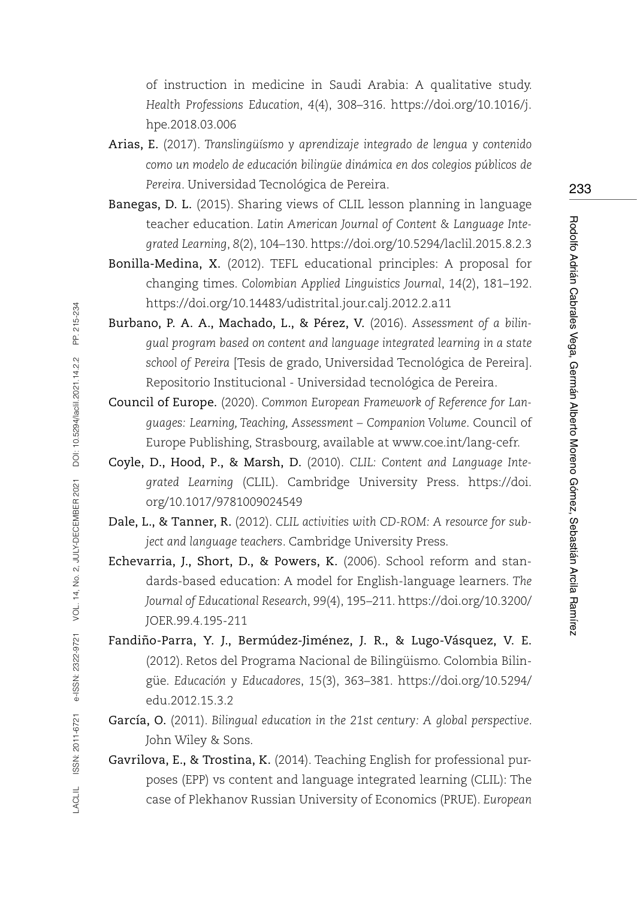of instruction in medicine in Saudi Arabia: A qualitative study. *Health Professions Education*, *4*(4), 308–316. https://doi.org/10.1016/j.hpe.2018.03.006

**Arias, E.** (2017). *Translingüísmo y aprendizaje integrado de lengua y contenido como un modelo de educación bilingüe dinámica en dos colegios públicos de Pereira*. Universidad Tecnológica de Pereira.

**Banegas, D. L.** (2015). Sharing views of CLIL lesson planning in language teacher education. *Latin American Journal of Content & Language Integrated Learning*, *8*(2), 104–130. https://doi.org/10.5294/laclil.2015.8.2.3

**Bonilla-Medina, X.** (2012). TEFL educational principles: A proposal for changing times. *Colombian Applied Linguistics Journal*, *14*(2), 181–192. https://doi.org/10.14483/udistrital.jour.calj.2012.2.a11

**Burbano, P. A. A., Machado, L., & Pérez, V.** (2016). *Assessment of a bilingual program based on content and language integrated learning in a state school of Pereira* [Tesis de grado, Universidad Tecnológica de Pereira]. Repositorio Institucional - Universidad tecnológica de Pereira.

**Council of Europe.** (2020). *Common European Framework of Reference for Languages: Learning, Teaching, Assessment – Companion Volume*. Council of Europe Publishing, Strasbourg, available at www.coe.int/lang-cefr.

**Coyle, D., Hood, P., & Marsh, D.** (2010). *CLIL: Content and Language Integrated Learning* (CLIL). Cambridge University Press. https://doi.org/10.1017/9781009024549

**Dale, L., & Tanner, R.** (2012). *CLIL activities with CD-ROM: A resource for subject and language teachers*. Cambridge University Press.

**Echevarria, J., Short, D., & Powers, K.** (2006). School reform and standards-based education: A model for English-language learners. *The Journal of Educational Research*, *99*(4), 195–211. https://doi.org/10.3200/JOER.99.4.195-211

**Fandiño-Parra, Y. J., Bermúdez-Jiménez, J. R., & Lugo-Vásquez, V. E.** (2012). Retos del Programa Nacional de Bilingüismo. Colombia Bilingüe. *Educación y Educadores*, *15*(3), 363–381. https://doi.org/10.5294/edu.2012.15.3.2

**García, O.** (2011). *Bilingual education in the 21st century: A global perspective*. John Wiley & Sons.

**Gavrilova, E., & Trostina, K.** (2014). Teaching English for professional purposes (EPP) vs content and language integrated learning (CLIL): The case of Plekhanov Russian University of Economics (PRUE). *European*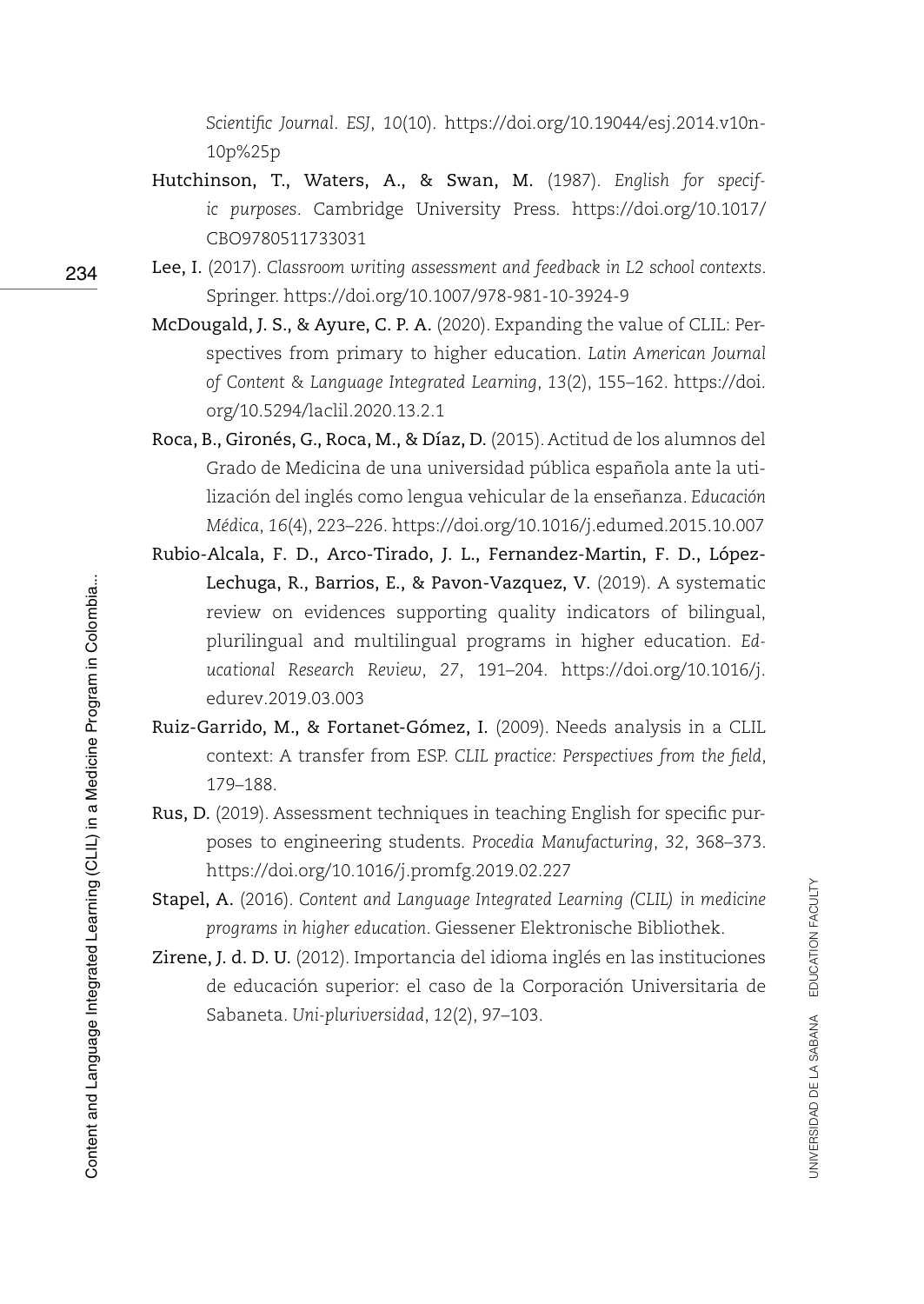*Scientific Journal. ESJ*, *10*(10). https://doi.org/10.19044/esj.2014.v10n10p%25p

**Hutchinson, T., Waters, A., & Swan, M.** (1987). *English for specific purposes*. Cambridge University Press. https://doi.org/10.1017/CBO9780511733031

**Lee, I.** (2017). *Classroom writing assessment and feedback in L2 school contexts*. Springer. https://doi.org/10.1007/978-981-10-3924-9

**McDougald, J. S., & Ayure, C. P. A.** (2020). Expanding the value of CLIL: Perspectives from primary to higher education. *Latin American Journal of Content & Language Integrated Learning*, *13*(2), 155–162. https://doi.org/10.5294/laclil.2020.13.2.1

**Roca, B., Gironés, G., Roca, M., & Díaz, D.** (2015). Actitud de los alumnos del Grado de Medicina de una universidad pública española ante la utilización del inglés como lengua vehicular de la enseñanza. *Educación Médica*, *16*(4), 223–226. https://doi.org/10.1016/j.edumed.2015.10.007

**Rubio-Alcala, F. D., Arco-Tirado, J. L., Fernandez-Martin, F. D., López-Lechuga, R., Barrios, E., & Pavon-Vazquez, V.** (2019). A systematic review on evidences supporting quality indicators of bilingual, plurilingual and multilingual programs in higher education. *Educational Research Review*, *27*, 191–204. https://doi.org/10.1016/j.edurev.2019.03.003

**Ruiz-Garrido, M., & Fortanet-Gómez, I.** (2009). Needs analysis in a CLIL context: A transfer from ESP. *CLIL practice: Perspectives from the field*, 179–188.

**Rus, D.** (2019). Assessment techniques in teaching English for specific purposes to engineering students. *Procedia Manufacturing*, *32*, 368–373. https://doi.org/10.1016/j.promfg.2019.02.227

**Stapel, A.** (2016). *Content and Language Integrated Learning (CLIL) in medicine programs in higher education*. Giessener Elektronische Bibliothek.

**Zirene, J. d. D. U.** (2012). Importancia del idioma inglés en las instituciones de educación superior: el caso de la Corporación Universitaria de Sabaneta. *Uni-pluriversidad*, *12*(2), 97–103.